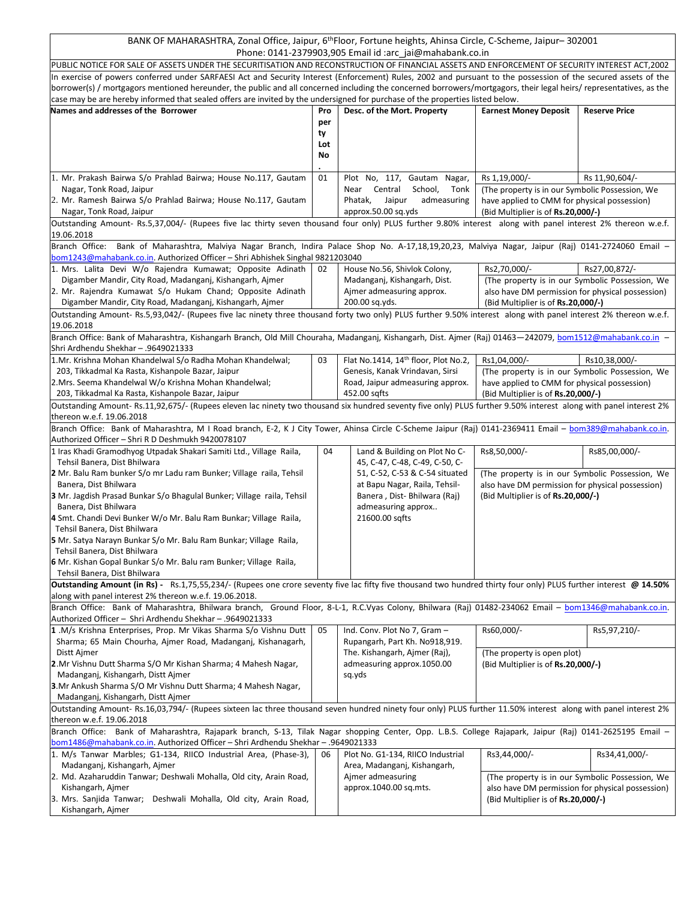BANK OF MAHARASHTRA, Zonal Office, Jaipur, 6th Floor, Fortune heights, Ahinsa Circle, C-Scheme, Jaipur– 302001
Phone: 0141-2379903,905 Email id :arc_jai@mahabank.co.in

PUBLIC NOTICE FOR SALE OF ASSETS UNDER THE SECURITISATION AND RECONSTRUCTION OF FINANCIAL ASSETS AND ENFORCEMENT OF SECURITY INTEREST ACT,2002

In exercise of powers conferred under SARFAESI Act and Security Interest (Enforcement) Rules, 2002 and pursuant to the possession of the secured assets of the borrower(s) / mortgagors mentioned hereunder, the public and all concerned including the concerned borrowers/mortgagors, their legal heirs/ representatives, as the case may be are hereby informed that sealed offers are invited by the undersigned for purchase of the properties listed below.

| Names and addresses of the Borrower | Property Lot No. | Desc. of the Mort. Property | Earnest Money Deposit | Reserve Price |
|---|---|---|---|---|
| 1. Mr. Prakash Bairwa S/o Prahlad Bairwa; House No.117, Gautam Nagar, Tonk Road, Jaipur<br>2. Mr. Ramesh Bairwa S/o Prahlad Bairwa; House No.117, Gautam Nagar, Tonk Road, Jaipur | 01 | Plot No, 117, Gautam Nagar, Near Central School, Tonk Phatak, Jaipur admeasuring approx.50.00 sq.yds | Rs 1,19,000/-<br>(The property is in our Symbolic Possession, We have applied to CMM for physical possession)<br>(Bid Multiplier is of **Rs.20,000/-**) | Rs 11,90,604/- |
| Outstanding Amount- Rs.5,37,004/- (Rupees five lac thirty seven thousand four only) PLUS further 9.80% interest along with panel interest 2% thereon w.e.f. 19.06.2018 | | | | |
| Branch Office: Bank of Maharashtra, Malviya Nagar Branch, Indira Palace Shop No. A-17,18,19,20,23, Malviya Nagar, Jaipur (Raj) 0141-2724060 Email – bom1243@mahabank.co.in. Authorized Officer – Shri Abhishek Singhal 9821203040 | | | | |
| 1. Mrs. Lalita Devi W/o Rajendra Kumawat; Opposite Adinath Digamber Mandir, City Road, Madanganj, Kishangarh, Ajmer<br>2. Mr. Rajendra Kumawat S/o Hukam Chand; Opposite Adinath Digamber Mandir, City Road, Madanganj, Kishangarh, Ajmer | 02 | House No.56, Shivlok Colony, Madanganj, Kishangarh, Dist. Ajmer admeasuring approx. 200.00 sq.yds. | Rs2,70,000/-<br>(The property is in our Symbolic Possession, We also have DM permission for physical possession)<br>(Bid Multiplier is of **Rs.20,000/-**) | Rs27,00,872/- |
| Outstanding Amount- Rs.5,93,042/- (Rupees five lac ninety three thousand forty two only) PLUS further 9.50% interest along with panel interest 2% thereon w.e.f. 19.06.2018 | | | | |
| Branch Office: Bank of Maharashtra, Kishangarh Branch, Old Mill Chouraha, Madanganj, Kishangarh, Dist. Ajmer (Raj) 01463—242079, bom1512@mahabank.co.in – Shri Ardhendu Shekhar – .9649021333 | | | | |
| 1.Mr. Krishna Mohan Khandelwal S/o Radha Mohan Khandelwal; 203, Tikkadmal Ka Rasta, Kishanpole Bazar, Jaipur<br>2.Mrs. Seema Khandelwal W/o Krishna Mohan Khandelwal; 203, Tikkadmal Ka Rasta, Kishanpole Bazar, Jaipur | 03 | Flat No.1414, 14th floor, Plot No.2, Genesis, Kanak Vrindavan, Sirsi Road, Jaipur admeasuring approx. 452.00 sqfts | Rs1,04,000/-<br>(The property is in our Symbolic Possession, We have applied to CMM for physical possession)<br>(Bid Multiplier is of **Rs.20,000/-**) | Rs10,38,000/- |
| Outstanding Amount- Rs.11,92,675/- (Rupees eleven lac ninety two thousand six hundred seventy five only) PLUS further 9.50% interest along with panel interest 2% thereon w.e.f. 19.06.2018 | | | | |
| Branch Office: Bank of Maharashtra, M I Road branch, E-2, K J City Tower, Ahinsa Circle C-Scheme Jaipur (Raj) 0141-2369411 Email – bom389@mahabank.co.in. Authorized Officer – Shri R D Deshmukh 9420078107 | | | | |
| 1 Iras Khadi Gramodhyog Utpadak Shakari Samiti Ltd., Village Raila, Tehsil Banera, Dist Bhilwara<br>**2** Mr. Balu Ram bunker S/o mr Ladu ram Bunker; Village raila, Tehsil Banera, Dist Bhilwara<br>**3** Mr. Jagdish Prasad Bunker S/o Bhagulal Bunker; Village raila, Tehsil Banera, Dist Bhilwara<br>**4** Smt. Chandi Devi Bunker W/o Mr. Balu Ram Bunkar; Village Raila, Tehsil Banera, Dist Bhilwara<br>**5** Mr. Satya Narayn Bunkar S/o Mr. Balu Ram Bunkar; Village Raila, Tehsil Banera, Dist Bhilwara<br>**6** Mr. Kishan Gopal Bunkar S/o Mr. Balu ram Bunker; Village Raila, Tehsil Banera, Dist Bhilwara | 04 | Land & Building on Plot No C-45, C-47, C-48, C-49, C-50, C-51, C-52, C-53 & C-54 situated at Bapu Nagar, Raila, Tehsil-Banera , Dist- Bhilwara (Raj) admeasuring approx.. 21600.00 sqfts | Rs8,50,000/-<br>(The property is in our Symbolic Possession, We also have DM permission for physical possession)<br>(Bid Multiplier is of **Rs.20,000/-**) | Rs85,00,000/- |
| **Outstanding Amount (in Rs) -** Rs.1,75,55,234/- (Rupees one crore seventy five lac fifty five thousand two hundred thirty four only) PLUS further interest **@ 14.50%** along with panel interest 2% thereon w.e.f. 19.06.2018. | | | | |
| Branch Office: Bank of Maharashtra, Bhilwara branch, Ground Floor, 8-L-1, R.C.Vyas Colony, Bhilwara (Raj) 01482-234062 Email – bom1346@mahabank.co.in. Authorized Officer – Shri Ardhendu Shekhar – .9649021333 | | | | |
| **1** .M/s Krishna Enterprises, Prop. Mr Vikas Sharma S/o Vishnu Dutt Sharma; 65 Main Chourha, Ajmer Road, Madanganj, Kishanagarh, Distt Ajmer<br>**2**.Mr Vishnu Dutt Sharma S/O Mr Kishan Sharma; 4 Mahesh Nagar, Madanganj, Kishangarh, Distt Ajmer<br>**3**.Mr Ankush Sharma S/O Mr Vishnu Dutt Sharma; 4 Mahesh Nagar, Madanganj, Kishangarh, Distt Ajmer | 05 | Ind. Conv. Plot No 7, Gram – Rupangarh, Part Kh. No918,919. The. Kishangarh, Ajmer (Raj), admeasuring approx.1050.00 sq.yds | Rs60,000/-<br>(The property is open plot)<br>(Bid Multiplier is of **Rs.20,000/-**) | Rs5,97,210/- |
| Outstanding Amount- Rs.16,03,794/- (Rupees sixteen lac three thousand seven hundred ninety four only) PLUS further 11.50% interest along with panel interest 2% thereon w.e.f. 19.06.2018 | | | | |
| Branch Office: Bank of Maharashtra, Rajapark branch, S-13, Tilak Nagar shopping Center, Opp. L.B.S. College Rajapark, Jaipur (Raj) 0141-2625195 Email – bom1486@mahabank.co.in. Authorized Officer – Shri Ardhendu Shekhar – .9649021333 | | | | |
| 1. M/s Tanwar Marbles; G1-134, RIICO Industrial Area, (Phase-3), Madanganj, Kishangarh, Ajmer<br>2. Md. Azaharuddin Tanwar; Deshwali Mohalla, Old city, Arain Road, Kishangarh, Ajmer<br>3. Mrs. Sanjida Tanwar; Deshwali Mohalla, Old city, Arain Road, Kishangarh, Ajmer | 06 | Plot No. G1-134, RIICO Industrial Area, Madanganj, Kishangarh, Ajmer admeasuring approx.1040.00 sq.mts. | Rs3,44,000/-<br>(The property is in our Symbolic Possession, We also have DM permission for physical possession)<br>(Bid Multiplier is of **Rs.20,000/-**) | Rs34,41,000/- |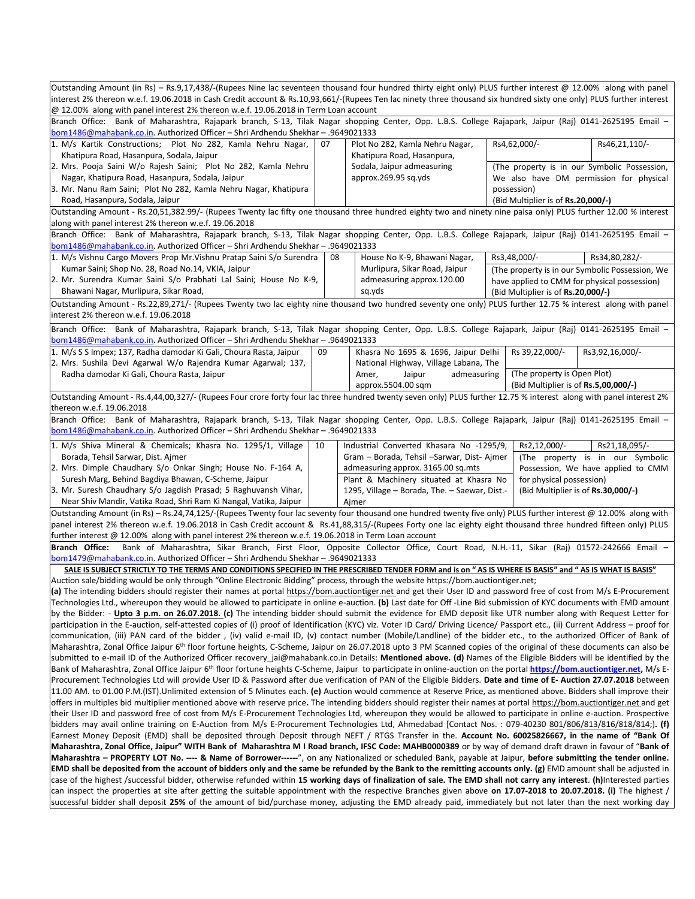Outstanding Amount (in Rs) – Rs.9,17,438/-(Rupees Nine lac seventeen thousand four hundred thirty eight only) PLUS further interest @ 12.00% along with panel interest 2% thereon w.e.f. 19.06.2018 in Cash Credit account & Rs.10,93,661/-(Rupees Ten lac ninety three thousand six hundred sixty one only) PLUS further interest @ 12.00% along with panel interest 2% thereon w.e.f. 19.06.2018 in Term Loan account

Branch Office: Bank of Maharashtra, Rajapark branch, S-13, Tilak Nagar shopping Center, Opp. L.B.S. College Rajapark, Jaipur (Raj) 0141-2625195 Email – bom1486@mahabank.co.in. Authorized Officer – Shri Ardhendu Shekhar – .9649021333

| | | | | |
|---|---|---|---|---|
| 1. M/s Kartik Constructions; Plot No 282, Kamla Nehru Nagar, Khatipura Road, Hasanpura, Sodala, Jaipur<br>2. Mrs. Pooja Saini W/o Rajesh Saini; Plot No 282, Kamla Nehru Nagar, Khatipura Road, Hasanpura, Sodala, Jaipur<br>3. Mr. Nanu Ram Saini; Plot No 282, Kamla Nehru Nagar, Khatipura Road, Hasanpura, Sodala, Jaipur | 07 | Plot No 282, Kamla Nehru Nagar, Khatipura Road, Hasanpura, Sodala, Jaipur admeasuring approx.269.95 sq.yds | Rs4,62,000/-<br>(The property is in our Symbolic Possession, We also have DM permission for physical possession)<br>(Bid Multiplier is of **Rs.20,000/-)** | Rs46,21,110/- |

Outstanding Amount - Rs.20,51,382.99/- (Rupees Twenty lac fifty one thousand three hundred eighty two and ninety nine paisa only) PLUS further 12.00 % interest along with panel interest 2% thereon w.e.f. 19.06.2018

Branch Office: Bank of Maharashtra, Rajapark branch, S-13, Tilak Nagar shopping Center, Opp. L.B.S. College Rajapark, Jaipur (Raj) 0141-2625195 Email – bom1486@mahabank.co.in. Authorized Officer – Shri Ardhendu Shekhar – .9649021333

| | | | | |
|---|---|---|---|---|
| 1. M/s Vishnu Cargo Movers Prop Mr.Vishnu Pratap Saini S/o Surendra Kumar Saini; Shop No. 28, Road No.14, VKIA, Jaipur<br>2. Mr. Surendra Kumar Saini S/o Prabhati Lal Saini; House No K-9, Bhawani Nagar, Murlipura, Sikar Road, | 08 | House No K-9, Bhawani Nagar, Murlipura, Sikar Road, Jaipur admeasuring approx.120.00 sq.yds | Rs3,48,000/-<br>(The property is in our Symbolic Possession, We have applied to CMM for physical possession)<br>(Bid Multiplier is of **Rs.20,000/-)** | Rs34,80,282/- |

Outstanding Amount - Rs.22,89,271/- (Rupees Twenty two lac eighty nine thousand two hundred seventy one only) PLUS further 12.75 % interest along with panel interest 2% thereon w.e.f. 19.06.2018

Branch Office: Bank of Maharashtra, Rajapark branch, S-13, Tilak Nagar shopping Center, Opp. L.B.S. College Rajapark, Jaipur (Raj) 0141-2625195 Email – bom1486@mahabank.co.in. Authorized Officer – Shri Ardhendu Shekhar – .9649021333

| | | | | |
|---|---|---|---|---|
| 1. M/s S S Impex; 137, Radha damodar Ki Gali, Choura Rasta, Jaipur<br>2. Mrs. Sushila Devi Agarwal W/o Rajendra Kumar Agarwal; 137, Radha damodar Ki Gali, Choura Rasta, Jaipur | 09 | Khasra No 1695 & 1696, Jaipur Delhi National Highway, Village Labana, The Amer, Jaipur admeasuring approx.5504.00 sqm | Rs 39,22,000/-<br>(The property is Open Plot)<br>(Bid Multiplier is of **Rs.5,00,000/-)** | Rs3,92,16,000/- |

Outstanding Amount - Rs.4,44,00,327/- (Rupees Four crore forty four lac three hundred twenty seven only) PLUS further 12.75 % interest along with panel interest 2% thereon w.e.f. 19.06.2018

Branch Office: Bank of Maharashtra, Rajapark branch, S-13, Tilak Nagar shopping Center, Opp. L.B.S. College Rajapark, Jaipur (Raj) 0141-2625195 Email – bom1486@mahabank.co.in. Authorized Officer – Shri Ardhendu Shekhar – .9649021333

| | | | | |
|---|---|---|---|---|
| 1. M/s Shiva Mineral & Chemicals; Khasra No. 1295/1, Village Borada, Tehsil Sarwar, Dist. Ajmer<br>2. Mrs. Dimple Chaudhary S/o Onkar Singh; House No. F-164 A, Suresh Marg, Behind Bagdiya Bhawan, C-Scheme, Jaipur<br>3. Mr. Suresh Chaudhary S/o Jagdish Prasad; 5 Raghuvansh Vihar, Near Shiv Mandir, Vatika Road, Shri Ram Ki Nangal, Vatika, Jaipur | 10 | Industrial Converted Khasara No -1295/9, Gram – Borada, Tehsil –Sarwar, Dist- Ajmer admeasuring approx. 3165.00 sq.mts<br>Plant & Machinery situated at Khasra No 1295, Village – Borada, The. – Saewar, Dist.- Ajmer | Rs2,12,000/-<br>(The property is in our Symbolic Possession, We have applied to CMM for physical possession)<br>(Bid Multiplier is of **Rs.30,000/-)** | Rs21,18,095/- |

Outstanding Amount (in Rs) – Rs.24,74,125/-(Rupees Twenty four lac seventy four thousand one hundred twenty five only) PLUS further interest @ 12.00% along with panel interest 2% thereon w.e.f. 19.06.2018 in Cash Credit account & Rs.41,88,315/-(Rupees Forty one lac eighty eight thousand three hundred fifteen only) PLUS further interest @ 12.00% along with panel interest 2% thereon w.e.f. 19.06.2018 in Term Loan account

**Branch Office:** Bank of Maharashtra, Sikar Branch, First Floor, Opposite Collector Office, Court Road, N.H.-11, Sikar (Raj) 01572-242666 Email – bom1479@mahabank.co.in. Authorized Officer – Shri Ardhendu Shekhar – .9649021333

**SALE IS SUBJECT STRICTLY TO THE TERMS AND CONDITIONS SPECIFIED IN THE PRESCRIBED TENDER FORM and is on " AS IS WHERE IS BASIS" and " AS IS WHAT IS BASIS"**

Auction sale/bidding would be only through "Online Electronic Bidding" process, through the website https://bom.auctiontiger.net;

**(a)** The intending bidders should register their names at portal https://bom.auctiontiger.net and get their User ID and password free of cost from M/s E-Procurement Technologies Ltd., whereupon they would be allowed to participate in online e-auction. **(b)** Last date for Off -Line Bid submission of KYC documents with EMD amount by the Bidder: - **Upto 3 p.m. on 26.07.2018. (c)** The intending bidder should submit the evidence for EMD deposit like UTR number along with Request Letter for participation in the E-auction, self-attested copies of (i) proof of Identification (KYC) viz. Voter ID Card/ Driving Licence/ Passport etc., (ii) Current Address – proof for communication, (iii) PAN card of the bidder , (iv) valid e-mail ID, (v) contact number (Mobile/Landline) of the bidder etc., to the authorized Officer of Bank of Maharashtra, Zonal Office Jaipur 6th floor fortune heights, C-Scheme, Jaipur on 26.07.2018 upto 3 PM Scanned copies of the original of these documents can also be submitted to e-mail ID of the Authorized Officer recovery_jai@mahabank.co.in Details: **Mentioned above. (d)** Names of the Eligible Bidders will be identified by the Bank of Maharashtra, Zonal Office Jaipur 6th floor fortune heights C-Scheme, Jaipur to participate in online-auction on the portal **https://bom.auctiontiger.net,** M/s E-Procurement Technologies Ltd will provide User ID & Password after due verification of PAN of the Eligible Bidders. **Date and time of E- Auction 27.07.2018** between 11.00 AM. to 01.00 P.M.(IST).Unlimited extension of 5 Minutes each. **(e)** Auction would commence at Reserve Price, as mentioned above. Bidders shall improve their offers in multiples bid multiplier mentioned above with reserve price**.** The intending bidders should register their names at portal https://bom.auctiontiger.net and get their User ID and password free of cost from M/s E-Procurement Technologies Ltd, whereupon they would be allowed to participate in online e-auction. Prospective bidders may avail online training on E-Auction from M/s E-Procurement Technologies Ltd, Ahmedabad [Contact Nos. : 079-40230 801/806/813/816/818/814;]**. (f)** Earnest Money Deposit (EMD) shall be deposited through Deposit through NEFT / RTGS Transfer in the. **Account No. 60025826667, in the name of "Bank Of Maharashtra, Zonal Office, Jaipur" WITH Bank of Maharashtra M I Road branch, IFSC Code: MAHB0000389** or by way of demand draft drawn in favour of "**Bank of Maharashtra – PROPERTY LOT No. ---- & Name of Borrower------**", on any Nationalized or scheduled Bank, payable at Jaipur, **before submitting the tender online. EMD shall be deposited from the account of bidders only and the same be refunded by the Bank to the remitting accounts only. (g)** EMD amount shall be adjusted in case of the highest /successful bidder, otherwise refunded within **15 working days of finalization of sale. The EMD shall not carry any interest**. **(h)**Interested parties can inspect the properties at site after getting the suitable appointment with the respective Branches given above **on 17.07-2018 to 20.07.2018. (i)** The highest / successful bidder shall deposit **25%** of the amount of bid/purchase money, adjusting the EMD already paid, immediately but not later than the next working day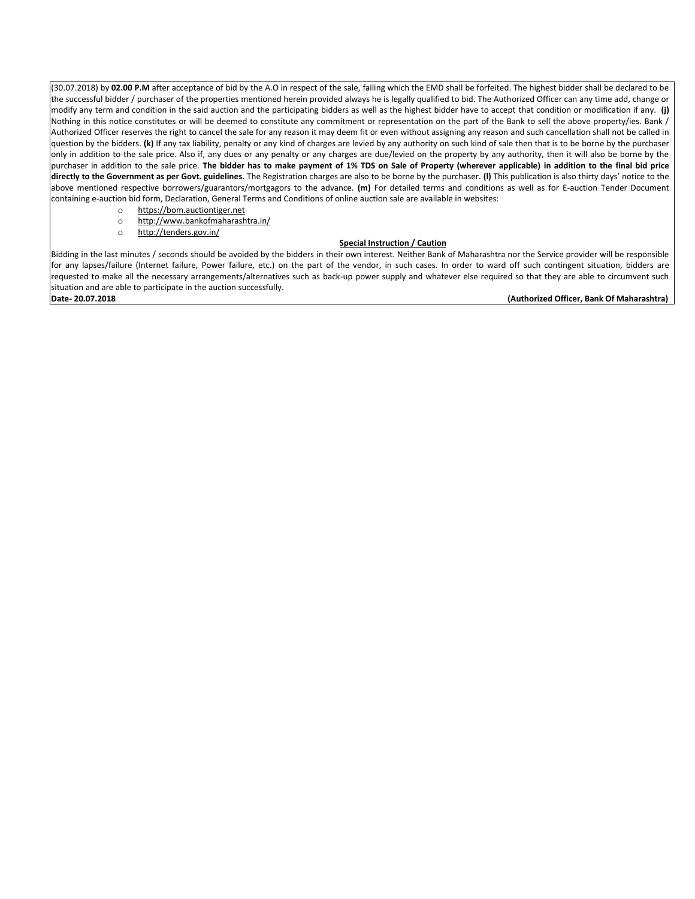(30.07.2018) by **02.00 P.M** after acceptance of bid by the A.O in respect of the sale, failing which the EMD shall be forfeited. The highest bidder shall be declared to be the successful bidder / purchaser of the properties mentioned herein provided always he is legally qualified to bid. The Authorized Officer can any time add, change or modify any term and condition in the said auction and the participating bidders as well as the highest bidder have to accept that condition or modification if any. **(j)** Nothing in this notice constitutes or will be deemed to constitute any commitment or representation on the part of the Bank to sell the above property/ies. Bank / Authorized Officer reserves the right to cancel the sale for any reason it may deem fit or even without assigning any reason and such cancellation shall not be called in question by the bidders. **(k)** If any tax liability, penalty or any kind of charges are levied by any authority on such kind of sale then that is to be borne by the purchaser only in addition to the sale price. Also if, any dues or any penalty or any charges are due/levied on the property by any authority, then it will also be borne by the purchaser in addition to the sale price. **The bidder has to make payment of 1% TDS on Sale of Property (wherever applicable) in addition to the final bid price directly to the Government as per Govt. guidelines.** The Registration charges are also to be borne by the purchaser. **(l)** This publication is also thirty days' notice to the above mentioned respective borrowers/guarantors/mortgagors to the advance. **(m)** For detailed terms and conditions as well as for E-auction Tender Document containing e-auction bid form, Declaration, General Terms and Conditions of online auction sale are available in websites:

- https://bom.auctiontiger.net
- http://www.bankofmaharashtra.in/
- http://tenders.gov.in/

**Special Instruction / Caution**

Bidding in the last minutes / seconds should be avoided by the bidders in their own interest. Neither Bank of Maharashtra nor the Service provider will be responsible for any lapses/failure (Internet failure, Power failure, etc.) on the part of the vendor, in such cases. In order to ward off such contingent situation, bidders are requested to make all the necessary arrangements/alternatives such as back-up power supply and whatever else required so that they are able to circumvent such situation and are able to participate in the auction successfully.

**Date- 20.07.2018**

**(Authorized Officer, Bank Of Maharashtra)**